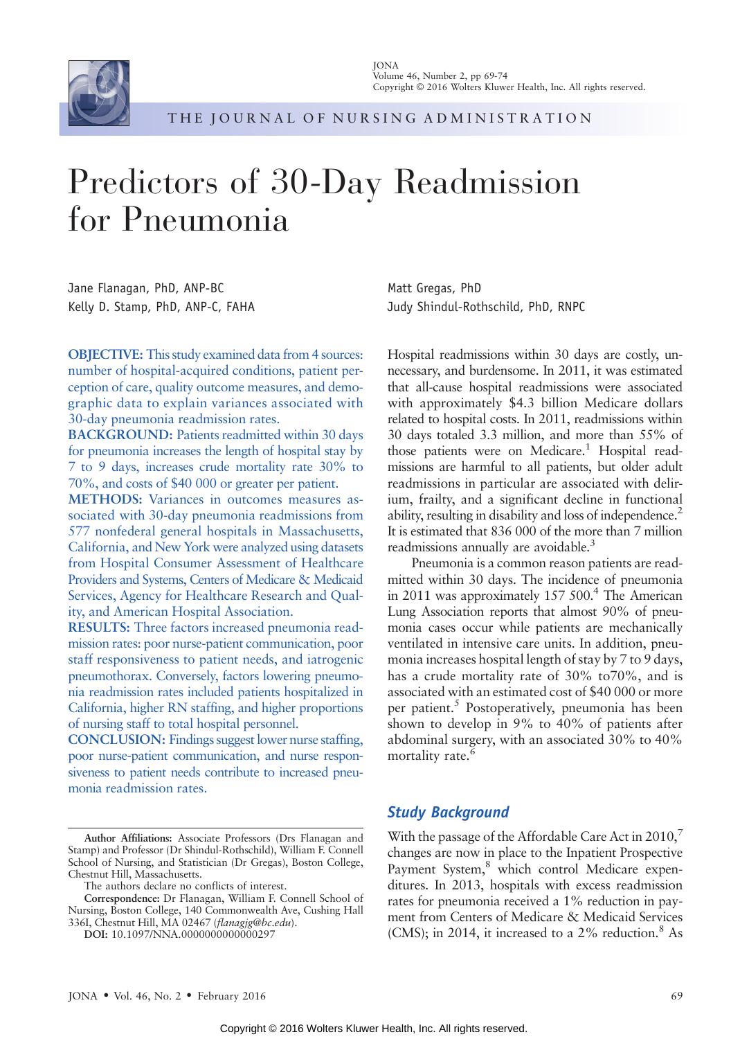# Predictors of 30-Day Readmission for Pneumonia

Jane Flanagan, PhD, ANP-BC
Kelly D. Stamp, PhD, ANP-C, FAHA
Matt Gregas, PhD
Judy Shindul-Rothschild, PhD, RNPC

**OBJECTIVE:** This study examined data from 4 sources: number of hospital-acquired conditions, patient perception of care, quality outcome measures, and demographic data to explain variances associated with 30-day pneumonia readmission rates.
**BACKGROUND:** Patients readmitted within 30 days for pneumonia increases the length of hospital stay by 7 to 9 days, increases crude mortality rate 30% to 70%, and costs of $40 000 or greater per patient.
**METHODS:** Variances in outcomes measures associated with 30-day pneumonia readmissions from 577 nonfederal general hospitals in Massachusetts, California, and New York were analyzed using datasets from Hospital Consumer Assessment of Healthcare Providers and Systems, Centers of Medicare & Medicaid Services, Agency for Healthcare Research and Quality, and American Hospital Association.
**RESULTS:** Three factors increased pneumonia readmission rates: poor nurse-patient communication, poor staff responsiveness to patient needs, and iatrogenic pneumothorax. Conversely, factors lowering pneumonia readmission rates included patients hospitalized in California, higher RN staffing, and higher proportions of nursing staff to total hospital personnel.
**CONCLUSION:** Findings suggest lower nurse staffing, poor nurse-patient communication, and nurse responsiveness to patient needs contribute to increased pneumonia readmission rates.

**Author Affiliations:** Associate Professors (Drs Flanagan and Stamp) and Professor (Dr Shindul-Rothschild), William F. Connell School of Nursing, and Statistician (Dr Gregas), Boston College, Chestnut Hill, Massachusetts.
The authors declare no conflicts of interest.
**Correspondence:** Dr Flanagan, William F. Connell School of Nursing, Boston College, 140 Commonwealth Ave, Cushing Hall 336I, Chestnut Hill, MA 02467 (*flanagjg@bc.edu*).
**DOI:** 10.1097/NNA.0000000000000297

Hospital readmissions within 30 days are costly, unnecessary, and burdensome. In 2011, it was estimated that all-cause hospital readmissions were associated with approximately $4.3 billion Medicare dollars related to hospital costs. In 2011, readmissions within 30 days totaled 3.3 million, and more than 55% of those patients were on Medicare.[1] Hospital readmissions are harmful to all patients, but older adult readmissions in particular are associated with delirium, frailty, and a significant decline in functional ability, resulting in disability and loss of independence.[2] It is estimated that 836 000 of the more than 7 million readmissions annually are avoidable.[3]

Pneumonia is a common reason patients are readmitted within 30 days. The incidence of pneumonia in 2011 was approximately 157 500.[4] The American Lung Association reports that almost 90% of pneumonia cases occur while patients are mechanically ventilated in intensive care units. In addition, pneumonia increases hospital length of stay by 7 to 9 days, has a crude mortality rate of 30% to70%, and is associated with an estimated cost of $40 000 or more per patient.[5] Postoperatively, pneumonia has been shown to develop in 9% to 40% of patients after abdominal surgery, with an associated 30% to 40% mortality rate.[6]

## Study Background

With the passage of the Affordable Care Act in 2010,[7] changes are now in place to the Inpatient Prospective Payment System,[8] which control Medicare expenditures. In 2013, hospitals with excess readmission rates for pneumonia received a 1% reduction in payment from Centers of Medicare & Medicaid Services (CMS); in 2014, it increased to a 2% reduction.[8] As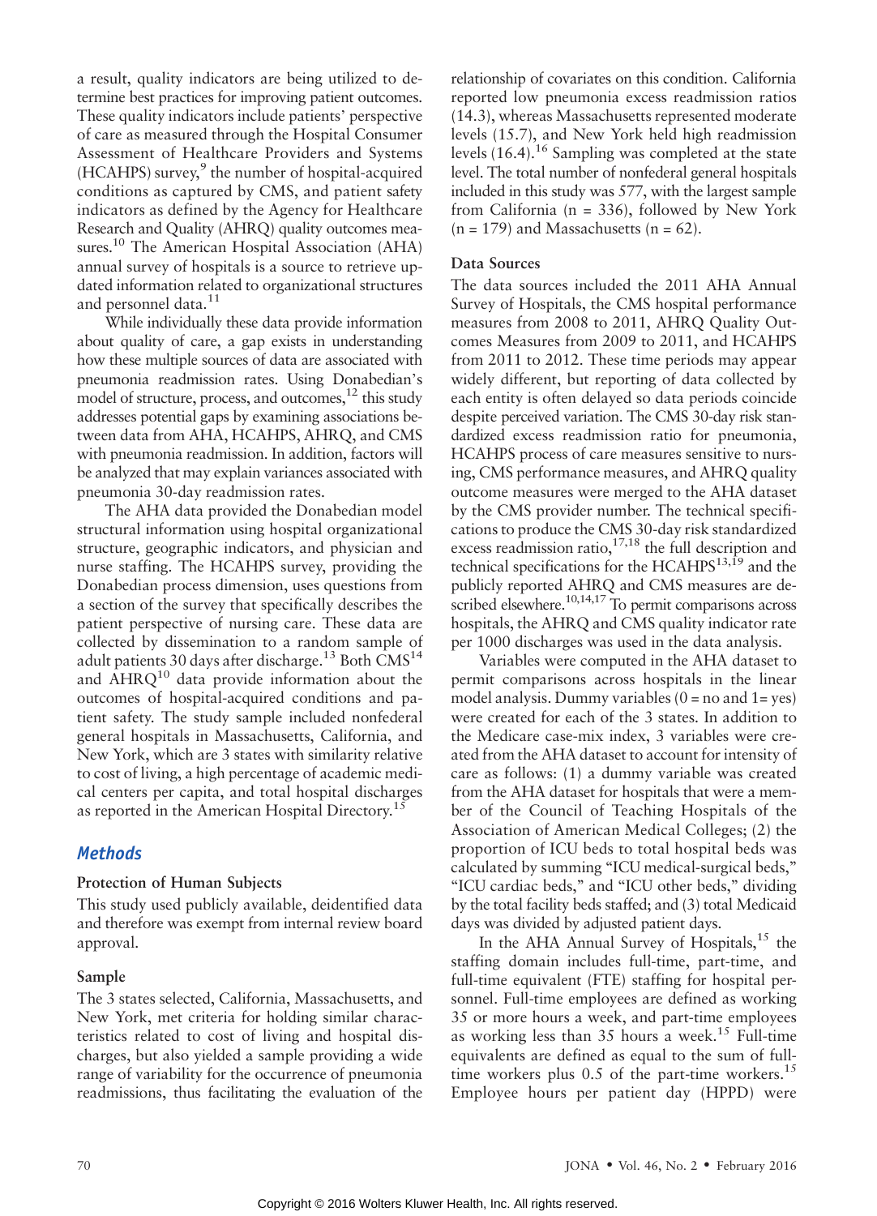a result, quality indicators are being utilized to determine best practices for improving patient outcomes. These quality indicators include patients' perspective of care as measured through the Hospital Consumer Assessment of Healthcare Providers and Systems (HCAHPS) survey,[9] the number of hospital-acquired conditions as captured by CMS, and patient safety indicators as defined by the Agency for Healthcare Research and Quality (AHRQ) quality outcomes measures.[10] The American Hospital Association (AHA) annual survey of hospitals is a source to retrieve updated information related to organizational structures and personnel data.[11]

While individually these data provide information about quality of care, a gap exists in understanding how these multiple sources of data are associated with pneumonia readmission rates. Using Donabedian's model of structure, process, and outcomes,[12] this study addresses potential gaps by examining associations between data from AHA, HCAHPS, AHRQ, and CMS with pneumonia readmission. In addition, factors will be analyzed that may explain variances associated with pneumonia 30-day readmission rates.

The AHA data provided the Donabedian model structural information using hospital organizational structure, geographic indicators, and physician and nurse staffing. The HCAHPS survey, providing the Donabedian process dimension, uses questions from a section of the survey that specifically describes the patient perspective of nursing care. These data are collected by dissemination to a random sample of adult patients 30 days after discharge.[13] Both CMS[14] and AHRQ[10] data provide information about the outcomes of hospital-acquired conditions and patient safety. The study sample included nonfederal general hospitals in Massachusetts, California, and New York, which are 3 states with similarity relative to cost of living, a high percentage of academic medical centers per capita, and total hospital discharges as reported in the American Hospital Directory.[15]

## Methods

### Protection of Human Subjects

This study used publicly available, deidentified data and therefore was exempt from internal review board approval.

### Sample

The 3 states selected, California, Massachusetts, and New York, met criteria for holding similar characteristics related to cost of living and hospital discharges, but also yielded a sample providing a wide range of variability for the occurrence of pneumonia readmissions, thus facilitating the evaluation of the relationship of covariates on this condition. California reported low pneumonia excess readmission ratios (14.3), whereas Massachusetts represented moderate levels (15.7), and New York held high readmission levels (16.4).[16] Sampling was completed at the state level. The total number of nonfederal general hospitals included in this study was 577, with the largest sample from California (n = 336), followed by New York (n = 179) and Massachusetts (n = 62).

### Data Sources

The data sources included the 2011 AHA Annual Survey of Hospitals, the CMS hospital performance measures from 2008 to 2011, AHRQ Quality Outcomes Measures from 2009 to 2011, and HCAHPS from 2011 to 2012. These time periods may appear widely different, but reporting of data collected by each entity is often delayed so data periods coincide despite perceived variation. The CMS 30-day risk standardized excess readmission ratio for pneumonia, HCAHPS process of care measures sensitive to nursing, CMS performance measures, and AHRQ quality outcome measures were merged to the AHA dataset by the CMS provider number. The technical specifications to produce the CMS 30-day risk standardized excess readmission ratio,[17,18] the full description and technical specifications for the HCAHPS[13,19] and the publicly reported AHRQ and CMS measures are described elsewhere.[10,14,17] To permit comparisons across hospitals, the AHRQ and CMS quality indicator rate per 1000 discharges was used in the data analysis.

Variables were computed in the AHA dataset to permit comparisons across hospitals in the linear model analysis. Dummy variables (0 = no and 1= yes) were created for each of the 3 states. In addition to the Medicare case-mix index, 3 variables were created from the AHA dataset to account for intensity of care as follows: (1) a dummy variable was created from the AHA dataset for hospitals that were a member of the Council of Teaching Hospitals of the Association of American Medical Colleges; (2) the proportion of ICU beds to total hospital beds was calculated by summing "ICU medical-surgical beds," "ICU cardiac beds," and "ICU other beds," dividing by the total facility beds staffed; and (3) total Medicaid days was divided by adjusted patient days.

In the AHA Annual Survey of Hospitals,[15] the staffing domain includes full-time, part-time, and full-time equivalent (FTE) staffing for hospital personnel. Full-time employees are defined as working 35 or more hours a week, and part-time employees as working less than 35 hours a week.[15] Full-time equivalents are defined as equal to the sum of full-time workers plus 0.5 of the part-time workers.[15] Employee hours per patient day (HPPD) were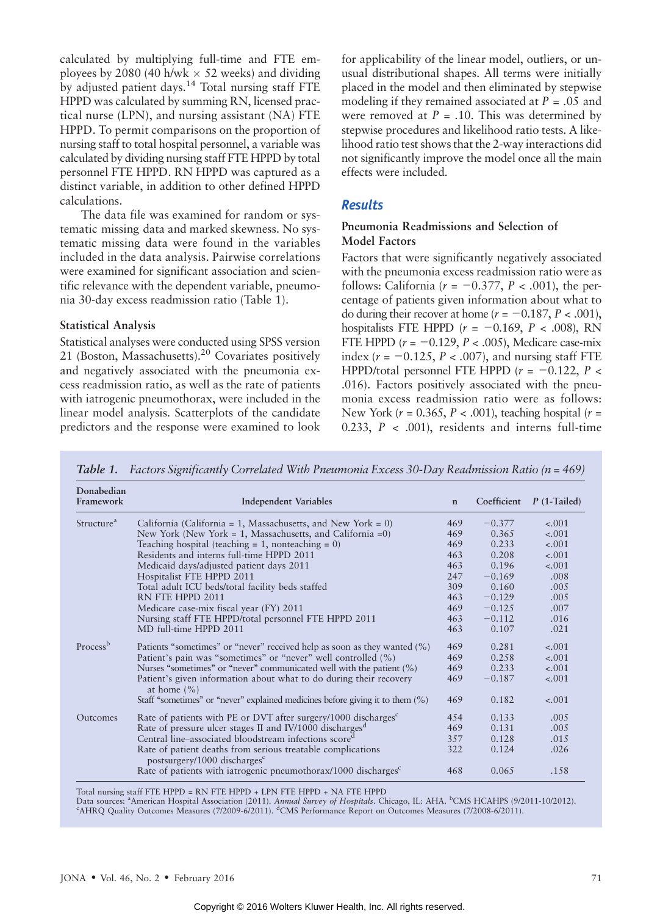calculated by multiplying full-time and FTE employees by 2080 (40 h/wk × 52 weeks) and dividing by adjusted patient days.[14] Total nursing staff FTE HPPD was calculated by summing RN, licensed practical nurse (LPN), and nursing assistant (NA) FTE HPPD. To permit comparisons on the proportion of nursing staff to total hospital personnel, a variable was calculated by dividing nursing staff FTE HPPD by total personnel FTE HPPD. RN HPPD was captured as a distinct variable, in addition to other defined HPPD calculations.

The data file was examined for random or systematic missing data and marked skewness. No systematic missing data were found in the variables included in the data analysis. Pairwise correlations were examined for significant association and scientific relevance with the dependent variable, pneumonia 30-day excess readmission ratio (Table 1).

### Statistical Analysis

Statistical analyses were conducted using SPSS version 21 (Boston, Massachusetts).[20] Covariates positively and negatively associated with the pneumonia excess readmission ratio, as well as the rate of patients with iatrogenic pneumothorax, were included in the linear model analysis. Scatterplots of the candidate predictors and the response were examined to look for applicability of the linear model, outliers, or unusual distributional shapes. All terms were initially placed in the model and then eliminated by stepwise modeling if they remained associated at $P = .05$ and were removed at $P = .10$. This was determined by stepwise procedures and likelihood ratio tests. A likelihood ratio test shows that the 2-way interactions did not significantly improve the model once all the main effects were included.

## Results

### Pneumonia Readmissions and Selection of Model Factors

Factors that were significantly negatively associated with the pneumonia excess readmission ratio were as follows: California ($r = -0.377$, $P < .001$), the percentage of patients given information about what to do during their recover at home ($r = -0.187$, $P < .001$), hospitalists FTE HPPD ($r = -0.169$, $P < .008$), RN FTE HPPD ($r = -0.129$, $P < .005$), Medicare case-mix index ($r = -0.125$, $P < .007$), and nursing staff FTE HPPD/total personnel FTE HPPD ($r = -0.122$, $P < .016$). Factors positively associated with the pneumonia excess readmission ratio were as follows: New York ($r = 0.365$, $P < .001$), teaching hospital ($r = 0.233$, $P < .001$), residents and interns full-time

*Table 1. Factors Significantly Correlated With Pneumonia Excess 30-Day Readmission Ratio (n = 469)*

| Donabedian Framework | Independent Variables | n | Coefficient | P (1-Tailed) |
|---|---|---|---|---|
| Structure[a] | California (California = 1, Massachusetts, and New York = 0) | 469 | −0.377 | <.001 |
| | New York (New York = 1, Massachusetts, and California =0) | 469 | 0.365 | <.001 |
| | Teaching hospital (teaching = 1, nonteaching = 0) | 469 | 0.233 | <.001 |
| | Residents and interns full-time HPPD 2011 | 463 | 0.208 | <.001 |
| | Medicaid days/adjusted patient days 2011 | 463 | 0.196 | <.001 |
| | Hospitalist FTE HPPD 2011 | 247 | −0.169 | .008 |
| | Total adult ICU beds/total facility beds staffed | 309 | 0.160 | .005 |
| | RN FTE HPPD 2011 | 463 | −0.129 | .005 |
| | Medicare case-mix fiscal year (FY) 2011 | 469 | −0.125 | .007 |
| | Nursing staff FTE HPPD/total personnel FTE HPPD 2011 | 463 | −0.112 | .016 |
| | MD full-time HPPD 2011 | 463 | 0.107 | .021 |
| Process[b] | Patients "sometimes" or "never" received help as soon as they wanted (%) | 469 | 0.281 | <.001 |
| | Patient's pain was "sometimes" or "never" well controlled (%) | 469 | 0.258 | <.001 |
| | Nurses "sometimes" or "never" communicated well with the patient (%) | 469 | 0.233 | <.001 |
| | Patient's given information about what to do during their recovery at home (%) | 469 | −0.187 | <.001 |
| | Staff "sometimes" or "never" explained medicines before giving it to them (%) | 469 | 0.182 | <.001 |
| Outcomes | Rate of patients with PE or DVT after surgery/1000 discharges[c] | 454 | 0.133 | .005 |
| | Rate of pressure ulcer stages II and IV/1000 discharges[d] | 469 | 0.131 | .005 |
| | Central line–associated bloodstream infections score[d] | 357 | 0.128 | .015 |
| | Rate of patient deaths from serious treatable complications postsurgery/1000 discharges[c] | 322 | 0.124 | .026 |
| | Rate of patients with iatrogenic pneumothorax/1000 discharges[c] | 468 | 0.065 | .158 |

Total nursing staff FTE HPPD = RN FTE HPPD + LPN FTE HPPD + NA FTE HPPD
Data sources: [a]American Hospital Association (2011). *Annual Survey of Hospitals*. Chicago, IL: AHA. [b]CMS HCAHPS (9/2011-10/2012). [c]AHRQ Quality Outcomes Measures (7/2009-6/2011). [d]CMS Performance Report on Outcomes Measures (7/2008-6/2011).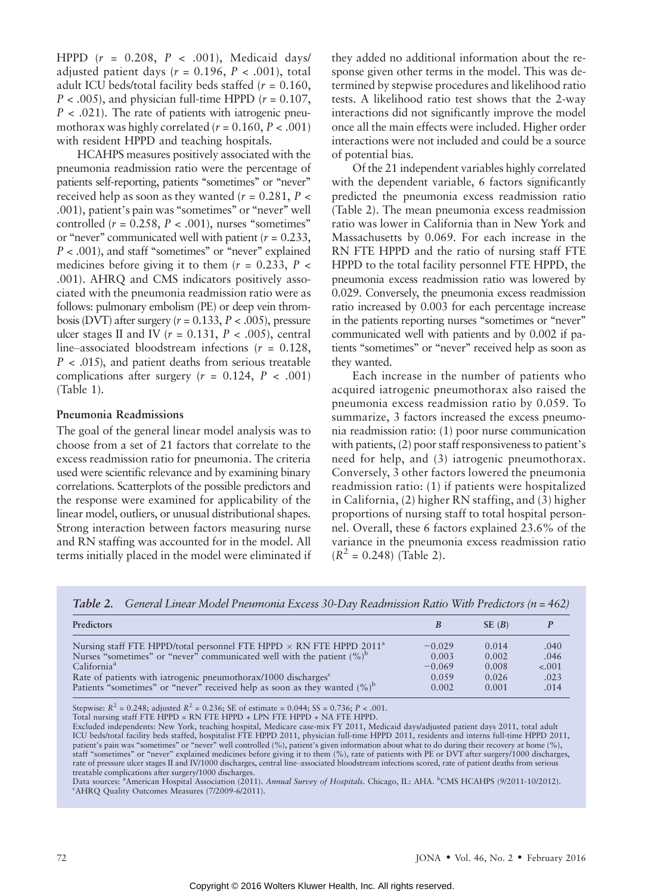HPPD ($r$ = 0.208, $P$ < .001), Medicaid days/adjusted patient days ($r$ = 0.196, $P$ < .001), total adult ICU beds/total facility beds staffed ($r$ = 0.160, $P$ < .005), and physician full-time HPPD ($r$ = 0.107, $P$ < .021). The rate of patients with iatrogenic pneumothorax was highly correlated ($r$ = 0.160, $P$ < .001) with resident HPPD and teaching hospitals.

HCAHPS measures positively associated with the pneumonia readmission ratio were the percentage of patients self-reporting, patients "sometimes" or "never" received help as soon as they wanted ($r$ = 0.281, $P$ < .001), patient's pain was "sometimes" or "never" well controlled ($r$ = 0.258, $P$ < .001), nurses "sometimes" or "never" communicated well with patient ($r$ = 0.233, $P$ < .001), and staff "sometimes" or "never" explained medicines before giving it to them ($r$ = 0.233, $P$ < .001). AHRQ and CMS indicators positively associated with the pneumonia readmission ratio were as follows: pulmonary embolism (PE) or deep vein thrombosis (DVT) after surgery ($r$ = 0.133, $P$ < .005), pressure ulcer stages II and IV ($r$ = 0.131, $P$ < .005), central line–associated bloodstream infections ($r$ = 0.128, $P$ < .015), and patient deaths from serious treatable complications after surgery ($r$ = 0.124, $P$ < .001) (Table 1).

### Pneumonia Readmissions

The goal of the general linear model analysis was to choose from a set of 21 factors that correlate to the excess readmission ratio for pneumonia. The criteria used were scientific relevance and by examining binary correlations. Scatterplots of the possible predictors and the response were examined for applicability of the linear model, outliers, or unusual distributional shapes. Strong interaction between factors measuring nurse and RN staffing was accounted for in the model. All terms initially placed in the model were eliminated if they added no additional information about the response given other terms in the model. This was determined by stepwise procedures and likelihood ratio tests. A likelihood ratio test shows that the 2-way interactions did not significantly improve the model once all the main effects were included. Higher order interactions were not included and could be a source of potential bias.

Of the 21 independent variables highly correlated with the dependent variable, 6 factors significantly predicted the pneumonia excess readmission ratio (Table 2). The mean pneumonia excess readmission ratio was lower in California than in New York and Massachusetts by 0.069. For each increase in the RN FTE HPPD and the ratio of nursing staff FTE HPPD to the total facility personnel FTE HPPD, the pneumonia excess readmission ratio was lowered by 0.029. Conversely, the pneumonia excess readmission ratio increased by 0.003 for each percentage increase in the patients reporting nurses "sometimes or "never" communicated well with patients and by 0.002 if patients "sometimes" or "never" received help as soon as they wanted.

Each increase in the number of patients who acquired iatrogenic pneumothorax also raised the pneumonia excess readmission ratio by 0.059. To summarize, 3 factors increased the excess pneumonia readmission ratio: (1) poor nurse communication with patients, (2) poor staff responsiveness to patient's need for help, and (3) iatrogenic pneumothorax. Conversely, 3 other factors lowered the pneumonia readmission ratio: (1) if patients were hospitalized in California, (2) higher RN staffing, and (3) higher proportions of nursing staff to total hospital personnel. Overall, these 6 factors explained 23.6% of the variance in the pneumonia excess readmission ratio ($R^2$ = 0.248) (Table 2).

***Table 2.*** *General Linear Model Pneumonia Excess 30-Day Readmission Ratio With Predictors (n = 462)*

| Predictors | *B* | SE (*B*) | *P* |
|---|---|---|---|
| Nursing staff FTE HPPD/total personnel FTE HPPD × RN FTE HPPD 2011[a] | −0.029 | 0.014 | .040 |
| Nurses "sometimes" or "never" communicated well with the patient (%)[b] | 0.003 | 0.002 | .046 |
| California[a] | −0.069 | 0.008 | <.001 |
| Rate of patients with iatrogenic pneumothorax/1000 discharges[c] | 0.059 | 0.026 | .023 |
| Patients "sometimes" or "never" received help as soon as they wanted (%)[b] | 0.002 | 0.001 | .014 |

Stepwise: $R^2$ = 0.248; adjusted $R^2$ = 0.236; SE of estimate = 0.044; SS = 0.736; $P$ < .001.
Total nursing staff FTE HPPD = RN FTE HPPD + LPN FTE HPPD + NA FTE HPPD.
Excluded independents: New York, teaching hospital, Medicare case-mix FY 2011, Medicaid days/adjusted patient days 2011, total adult ICU beds/total facility beds staffed, hospitalist FTE HPPD 2011, physician full-time HPPD 2011, residents and interns full-time HPPD 2011, patient's pain was "sometimes" or "never" well controlled (%), patient's given information about what to do during their recovery at home (%), staff "sometimes" or "never" explained medicines before giving it to them (%), rate of patients with PE or DVT after surgery/1000 discharges, rate of pressure ulcer stages II and IV/1000 discharges, central line–associated bloodstream infections scored, rate of patient deaths from serious treatable complications after surgery/1000 discharges.
Data sources: [a]American Hospital Association (2011). *Annual Survey of Hospitals*. Chicago, IL: AHA. [b]CMS HCAHPS (9/2011-10/2012). [c]AHRQ Quality Outcomes Measures (7/2009-6/2011).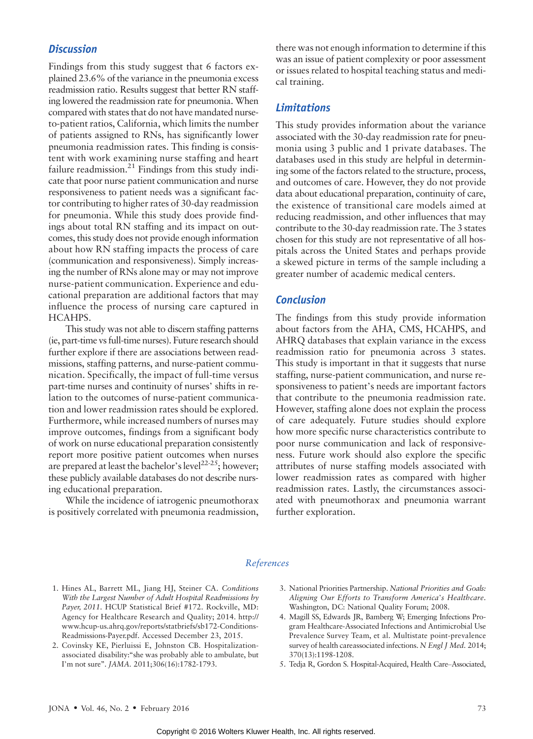## Discussion

Findings from this study suggest that 6 factors explained 23.6% of the variance in the pneumonia excess readmission ratio. Results suggest that better RN staffing lowered the readmission rate for pneumonia. When compared with states that do not have mandated nurse-to-patient ratios, California, which limits the number of patients assigned to RNs, has significantly lower pneumonia readmission rates. This finding is consistent with work examining nurse staffing and heart failure readmission.[21] Findings from this study indicate that poor nurse patient communication and nurse responsiveness to patient needs was a significant factor contributing to higher rates of 30-day readmission for pneumonia. While this study does provide findings about total RN staffing and its impact on outcomes, this study does not provide enough information about how RN staffing impacts the process of care (communication and responsiveness). Simply increasing the number of RNs alone may or may not improve nurse-patient communication. Experience and educational preparation are additional factors that may influence the process of nursing care captured in HCAHPS.

This study was not able to discern staffing patterns (ie, part-time vs full-time nurses). Future research should further explore if there are associations between readmissions, staffing patterns, and nurse-patient communication. Specifically, the impact of full-time versus part-time nurses and continuity of nurses' shifts in relation to the outcomes of nurse-patient communication and lower readmission rates should be explored. Furthermore, while increased numbers of nurses may improve outcomes, findings from a significant body of work on nurse educational preparation consistently report more positive patient outcomes when nurses are prepared at least the bachelor's level[22-25]; however, these publicly available databases do not describe nursing educational preparation.

While the incidence of iatrogenic pneumothorax is positively correlated with pneumonia readmission, there was not enough information to determine if this was an issue of patient complexity or poor assessment or issues related to hospital teaching status and medical training.

## Limitations

This study provides information about the variance associated with the 30-day readmission rate for pneumonia using 3 public and 1 private databases. The databases used in this study are helpful in determining some of the factors related to the structure, process, and outcomes of care. However, they do not provide data about educational preparation, continuity of care, the existence of transitional care models aimed at reducing readmission, and other influences that may contribute to the 30-day readmission rate. The 3 states chosen for this study are not representative of all hospitals across the United States and perhaps provide a skewed picture in terms of the sample including a greater number of academic medical centers.

## Conclusion

The findings from this study provide information about factors from the AHA, CMS, HCAHPS, and AHRQ databases that explain variance in the excess readmission ratio for pneumonia across 3 states. This study is important in that it suggests that nurse staffing, nurse-patient communication, and nurse responsiveness to patient's needs are important factors that contribute to the pneumonia readmission rate. However, staffing alone does not explain the process of care adequately. Future studies should explore how more specific nurse characteristics contribute to poor nurse communication and lack of responsiveness. Future work should also explore the specific attributes of nurse staffing models associated with lower readmission rates as compared with higher readmission rates. Lastly, the circumstances associated with pneumothorax and pneumonia warrant further exploration.

## References

1. Hines AL, Barrett ML, Jiang HJ, Steiner CA. *Conditions With the Largest Number of Adult Hospital Readmissions by Payer, 2011*. HCUP Statistical Brief #172. Rockville, MD: Agency for Healthcare Research and Quality; 2014. http://www.hcup-us.ahrq.gov/reports/statbriefs/sb172-Conditions-Readmissions-Payer.pdf. Accessed December 23, 2015.
2. Covinsky KE, Pierluissi E, Johnston CB. Hospitalization-associated disability:"she was probably able to ambulate, but I'm not sure". *JAMA*. 2011;306(16):1782-1793.
3. National Priorities Partnership. *National Priorities and Goals: Aligning Our Efforts to Transform America's Healthcare*. Washington, DC: National Quality Forum; 2008.
4. Magill SS, Edwards JR, Bamberg W; Emerging Infections Program Healthcare-Associated Infections and Antimicrobial Use Prevalence Survey Team, et al. Multistate point-prevalence survey of health careassociated infections. *N Engl J Med*. 2014; 370(13):1198-1208.
5. Tedja R, Gordon S. Hospital-Acquired, Health Care–Associated,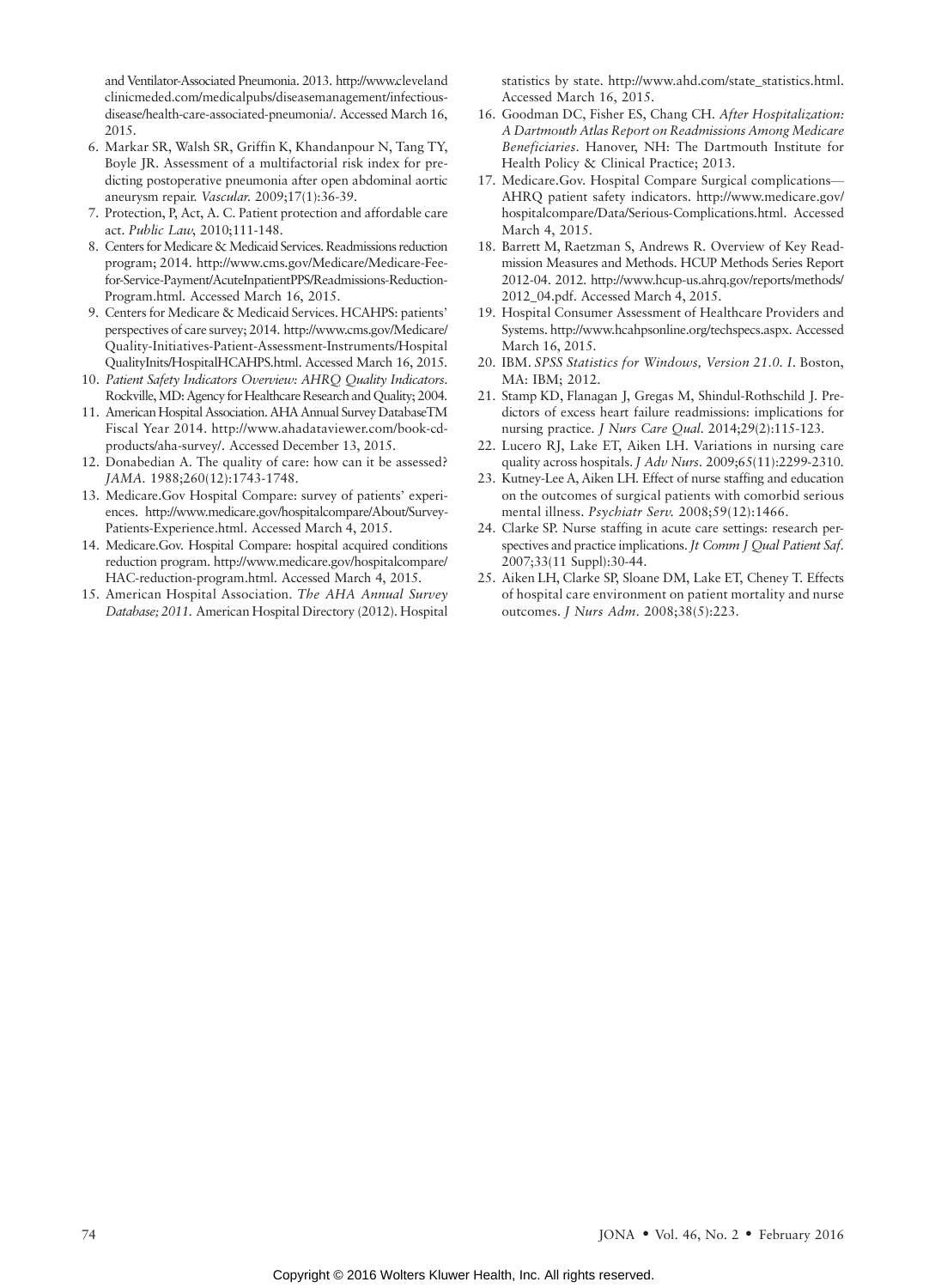and Ventilator-Associated Pneumonia. 2013. http://www.clevelandclinicmeded.com/medicalpubs/diseasemanagement/infectious-disease/health-care-associated-pneumonia/. Accessed March 16, 2015.

6. Markar SR, Walsh SR, Griffin K, Khandanpour N, Tang TY, Boyle JR. Assessment of a multifactorial risk index for predicting postoperative pneumonia after open abdominal aortic aneurysm repair. *Vascular*. 2009;17(1):36-39.
7. Protection, P, Act, A. C. Patient protection and affordable care act. *Public Law*, 2010;111-148.
8. Centers for Medicare & Medicaid Services. Readmissions reduction program; 2014. http://www.cms.gov/Medicare/Medicare-Fee-for-Service-Payment/AcuteInpatientPPS/Readmissions-Reduction-Program.html. Accessed March 16, 2015.
9. Centers for Medicare & Medicaid Services. HCAHPS: patients' perspectives of care survey; 2014. http://www.cms.gov/Medicare/Quality-Initiatives-Patient-Assessment-Instruments/HospitalQualityInits/HospitalHCAHPS.html. Accessed March 16, 2015.
10. *Patient Safety Indicators Overview: AHRQ Quality Indicators*. Rockville, MD: Agency for Healthcare Research and Quality; 2004.
11. American Hospital Association. AHA Annual Survey DatabaseTM Fiscal Year 2014. http://www.ahadataviewer.com/book-cd-products/aha-survey/. Accessed December 13, 2015.
12. Donabedian A. The quality of care: how can it be assessed? *JAMA*. 1988;260(12):1743-1748.
13. Medicare.Gov Hospital Compare: survey of patients' experiences. http://www.medicare.gov/hospitalcompare/About/Survey-Patients-Experience.html. Accessed March 4, 2015.
14. Medicare.Gov. Hospital Compare: hospital acquired conditions reduction program. http://www.medicare.gov/hospitalcompare/HAC-reduction-program.html. Accessed March 4, 2015.
15. American Hospital Association. *The AHA Annual Survey Database; 2011.* American Hospital Directory (2012). Hospital statistics by state. http://www.ahd.com/state_statistics.html. Accessed March 16, 2015.
16. Goodman DC, Fisher ES, Chang CH. *After Hospitalization: A Dartmouth Atlas Report on Readmissions Among Medicare Beneficiaries*. Hanover, NH: The Dartmouth Institute for Health Policy & Clinical Practice; 2013.
17. Medicare.Gov. Hospital Compare Surgical complications—AHRQ patient safety indicators. http://www.medicare.gov/hospitalcompare/Data/Serious-Complications.html. Accessed March 4, 2015.
18. Barrett M, Raetzman S, Andrews R. Overview of Key Readmission Measures and Methods. HCUP Methods Series Report 2012-04. 2012. http://www.hcup-us.ahrq.gov/reports/methods/2012_04.pdf. Accessed March 4, 2015.
19. Hospital Consumer Assessment of Healthcare Providers and Systems. http://www.hcahpsonline.org/techspecs.aspx. Accessed March 16, 2015.
20. IBM. *SPSS Statistics for Windows, Version 21.0. I*. Boston, MA: IBM; 2012.
21. Stamp KD, Flanagan J, Gregas M, Shindul-Rothschild J. Predictors of excess heart failure readmissions: implications for nursing practice. *J Nurs Care Qual*. 2014;29(2):115-123.
22. Lucero RJ, Lake ET, Aiken LH. Variations in nursing care quality across hospitals. *J Adv Nurs*. 2009;65(11):2299-2310.
23. Kutney-Lee A, Aiken LH. Effect of nurse staffing and education on the outcomes of surgical patients with comorbid serious mental illness. *Psychiatr Serv.* 2008;59(12):1466.
24. Clarke SP. Nurse staffing in acute care settings: research perspectives and practice implications. *Jt Comm J Qual Patient Saf*. 2007;33(11 Suppl):30-44.
25. Aiken LH, Clarke SP, Sloane DM, Lake ET, Cheney T. Effects of hospital care environment on patient mortality and nurse outcomes. *J Nurs Adm*. 2008;38(5):223.